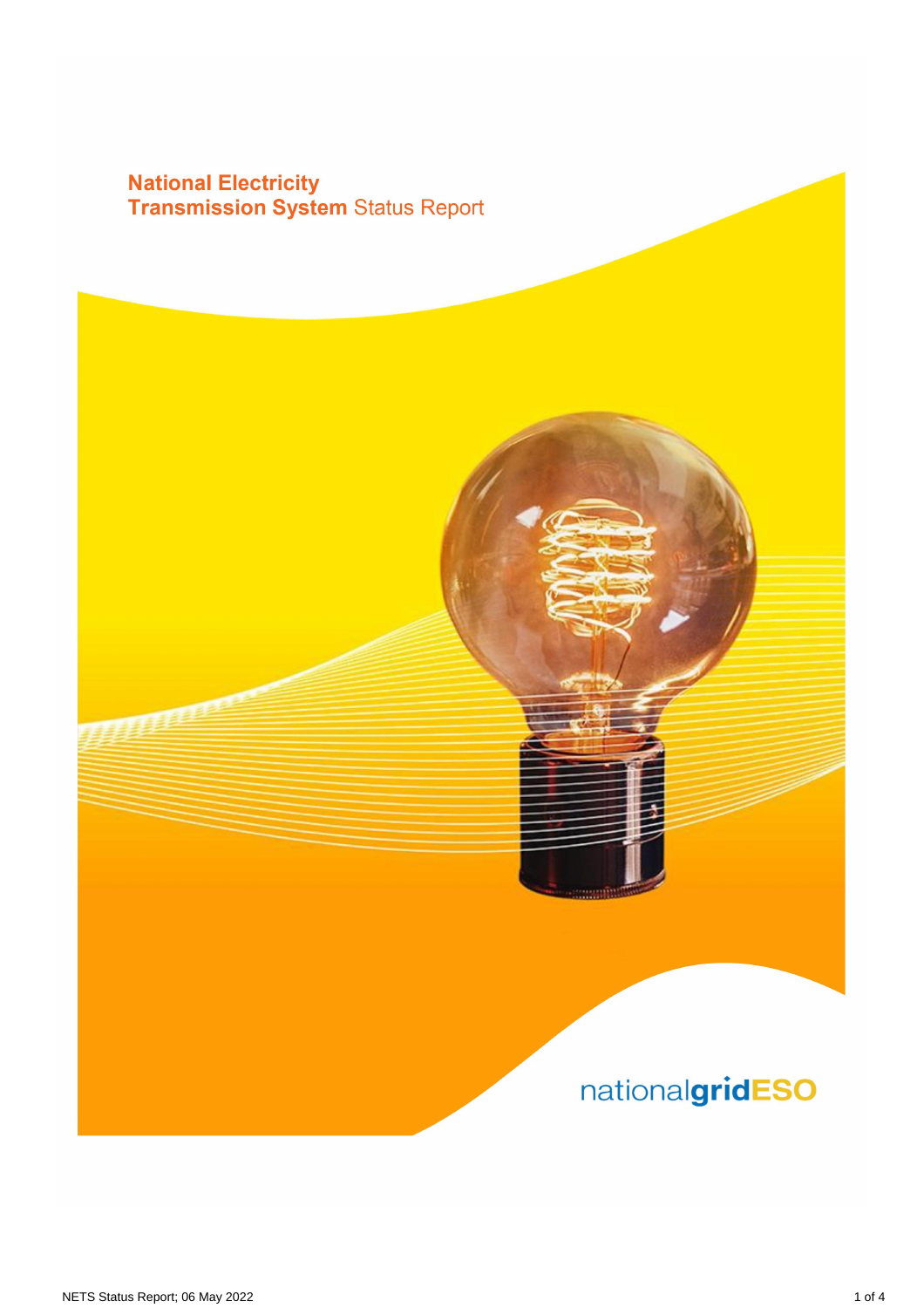# National Electricity Transmission System Status Report

nationalgridESO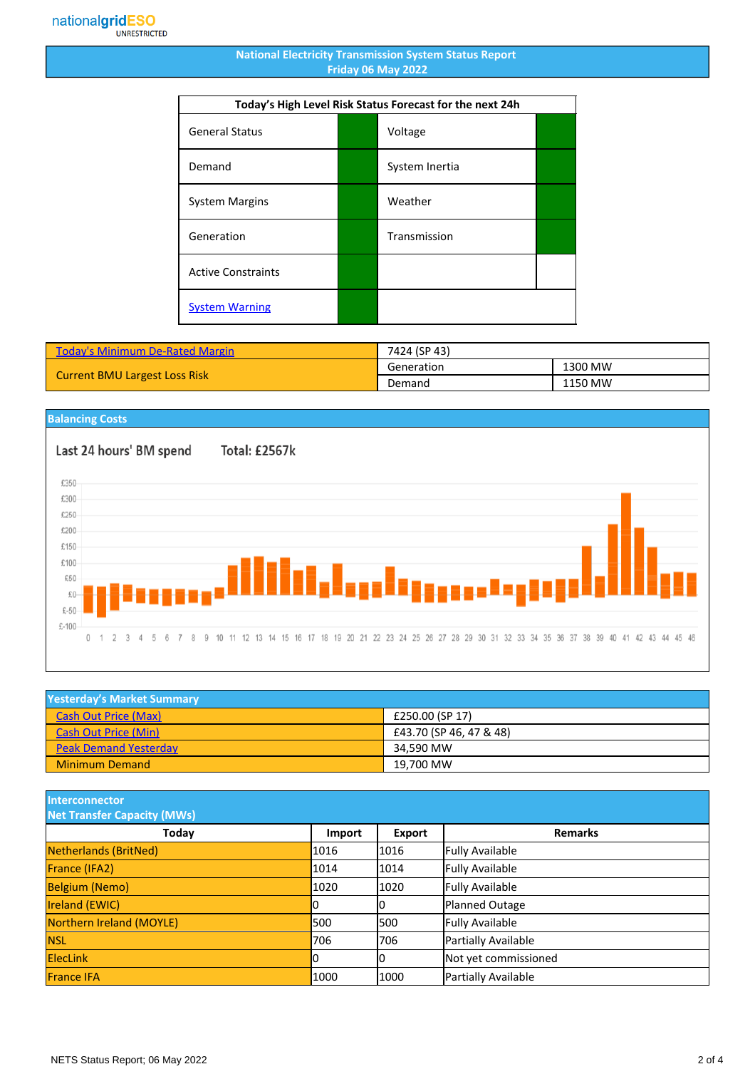nationalgridESO
UNRESTRICTED

# National Electricity Transmission System Status Report
## Friday 06 May 2022

| Today's High Level Risk Status Forecast for the next 24h | | | |
|---|---|---|---|
| General Status | | Voltage | |
| Demand | | System Inertia | |
| System Margins | | Weather | |
| Generation | | Transmission | |
| Active Constraints | | | |
| System Warning | | | |

| | | |
|---|---|---|
| Today's Minimum De-Rated Margin | 7424 (SP 43) | |
| Current BMU Largest Loss Risk | Generation | 1300 MW |
| | Demand | 1150 MW |

## Balancing Costs

Last 24 hours' BM spend Total: £2567k

## Yesterday's Market Summary

| | |
|---|---|
| Cash Out Price (Max) | £250.00 (SP 17) |
| Cash Out Price (Min) | £43.70 (SP 46, 47 & 48) |
| Peak Demand Yesterday | 34,590 MW |
| Minimum Demand | 19,700 MW |

## Interconnector Net Transfer Capacity (MWs)

| Today | Import | Export | Remarks |
|---|---|---|---|
| Netherlands (BritNed) | 1016 | 1016 | Fully Available |
| France (IFA2) | 1014 | 1014 | Fully Available |
| Belgium (Nemo) | 1020 | 1020 | Fully Available |
| Ireland (EWIC) | 0 | 0 | Planned Outage |
| Northern Ireland (MOYLE) | 500 | 500 | Fully Available |
| NSL | 706 | 706 | Partially Available |
| ElecLink | 0 | 0 | Not yet commissioned |
| France IFA | 1000 | 1000 | Partially Available |

NETS Status Report; 06 May 2022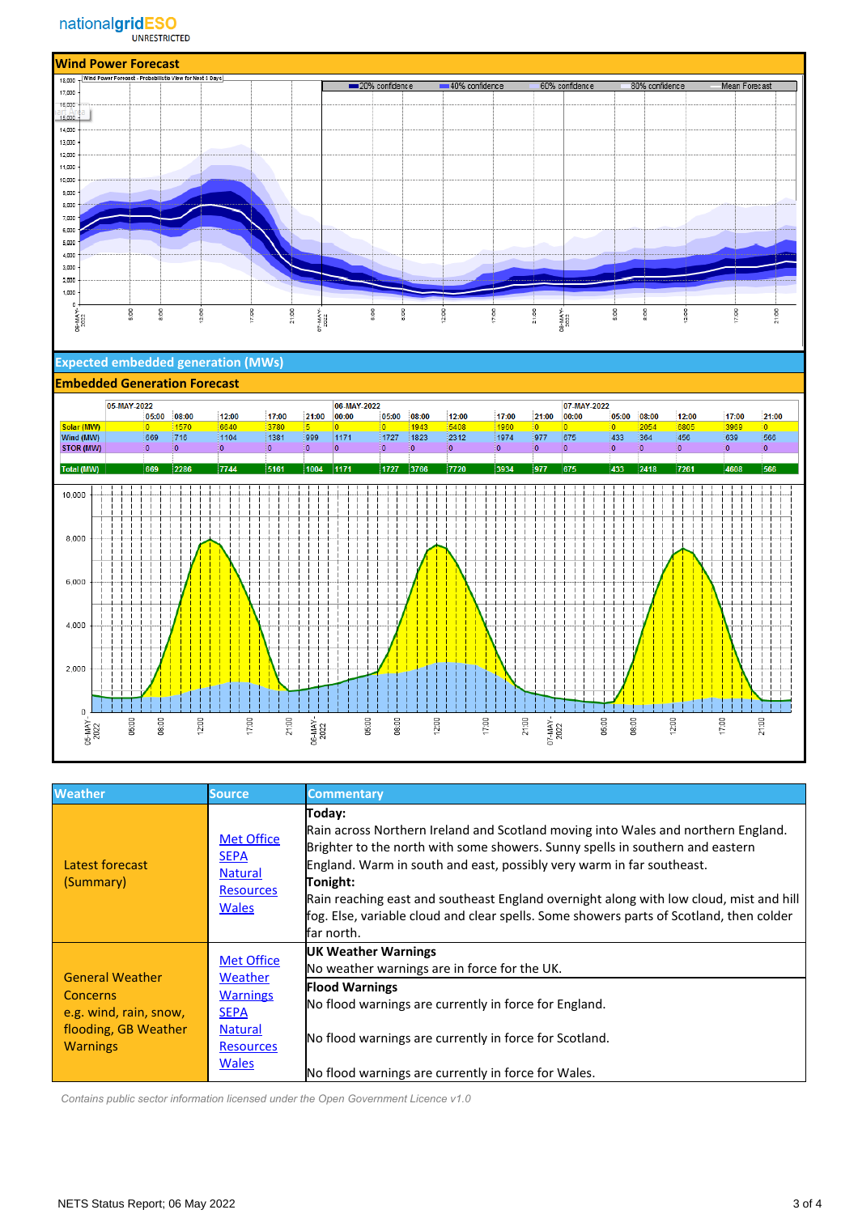## Wind Power Forecast

## Expected embedded generation (MWs)

## Embedded Generation Forecast

| | 05-MAY-2022 | | | | | 06-MAY-2022 | | | | | | | 07-MAY-2022 | | | | | |
|---|---|---|---|---|---|---|---|---|---|---|---|---|---|---|---|---|---|---|
| | 05:00 | 08:00 | 12:00 | 17:00 | 21:00 | 00:00 | 05:00 | 08:00 | 12:00 | 17:00 | 21:00 | 00:00 | 05:00 | 08:00 | 12:00 | 17:00 | 21:00 |
| Solar (MW) | 0 | 1570 | 6640 | 3780 | 5 | 0 | 0 | 1943 | 5408 | 1960 | 0 | 0 | 0 | 2054 | 6805 | 3969 | 0 |
| Wind (MW) | 669 | 716 | 1104 | 1381 | 999 | 1171 | 1727 | 1823 | 2312 | 1974 | 977 | 675 | 433 | 364 | 456 | 639 | 566 |
| STOR (MW) | 0 | 0 | 0 | 0 | 0 | 0 | 0 | 0 | 0 | 0 | 0 | 0 | 0 | 0 | 0 | 0 | 0 |
| Total (MW) | 669 | 2286 | 7744 | 5161 | 1004 | 1171 | 1727 | 3766 | 7720 | 3934 | 977 | 675 | 433 | 2418 | 7261 | 4608 | 566 |

| Weather | Source | Commentary |
|---|---|---|
| Latest forecast (Summary) | Met Office<br>SEPA<br>Natural Resources Wales | **Today:**<br>Rain across Northern Ireland and Scotland moving into Wales and northern England. Brighter to the north with some showers. Sunny spells in southern and eastern England. Warm in south and east, possibly very warm in far southeast.<br>**Tonight:**<br>Rain reaching east and southeast England overnight along with low cloud, mist and hill fog. Else, variable cloud and clear spells. Some showers parts of Scotland, then colder far north. |
| General Weather Concerns e.g. wind, rain, snow, flooding, GB Weather Warnings | Met Office Weather Warnings<br>SEPA<br>Natural Resources Wales | **UK Weather Warnings**<br>No weather warnings are in force for the UK.<br>**Flood Warnings**<br>No flood warnings are currently in force for England.<br>No flood warnings are currently in force for Scotland.<br>No flood warnings are currently in force for Wales. |

*Contains public sector information licensed under the Open Government Licence v1.0*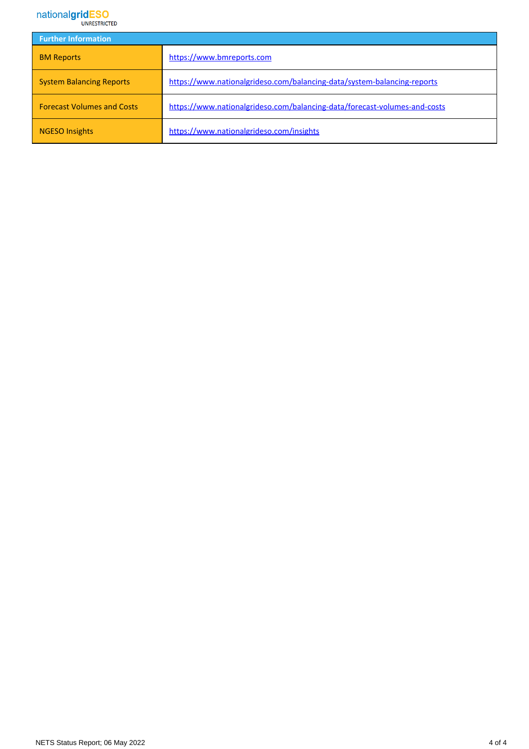| Further Information | |
|---|---|
| BM Reports | https://www.bmreports.com |
| System Balancing Reports | https://www.nationalgrideso.com/balancing-data/system-balancing-reports |
| Forecast Volumes and Costs | https://www.nationalgrideso.com/balancing-data/forecast-volumes-and-costs |
| NGESO Insights | https://www.nationalgrideso.com/insights |